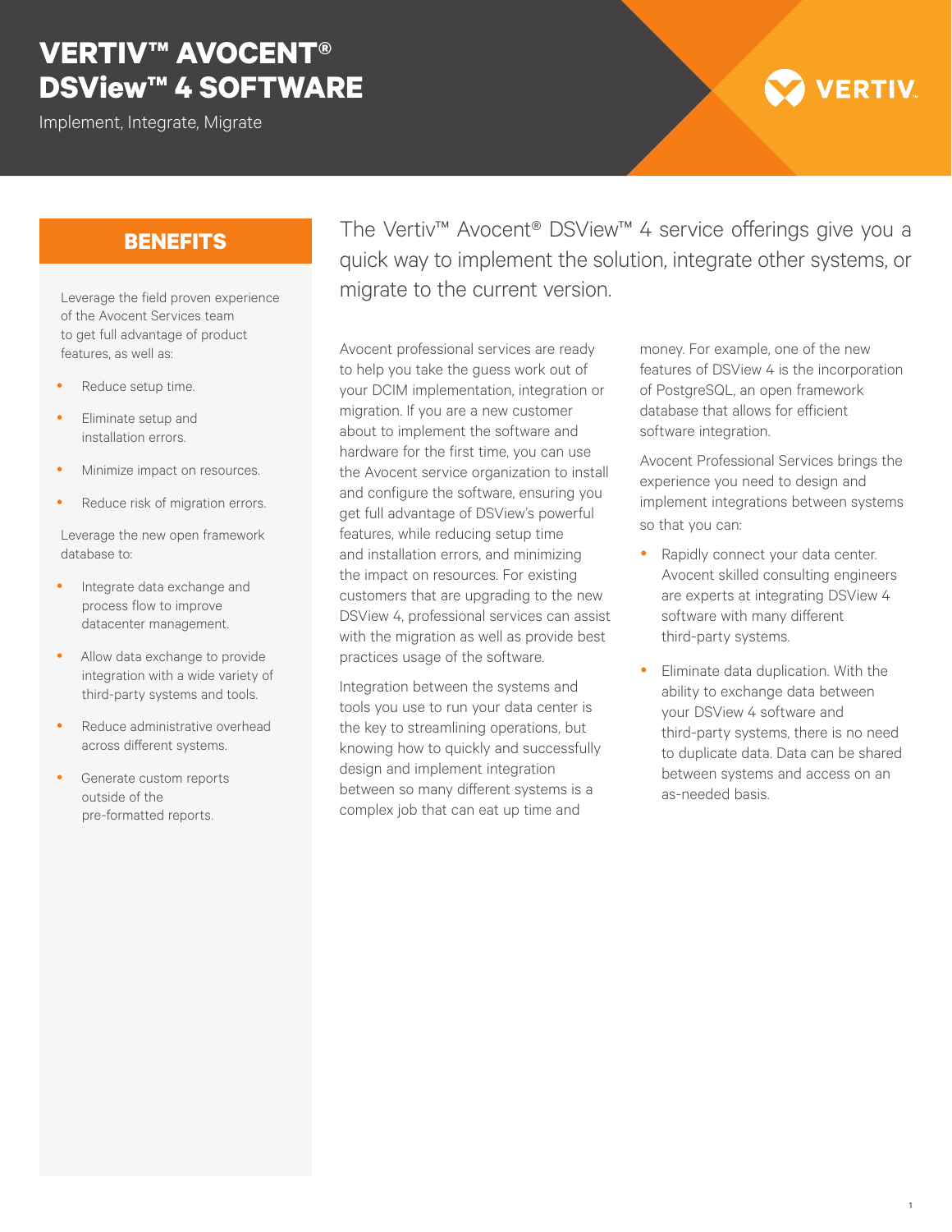# VERTIV™ AVOCENT® DSView™ 4 SOFTWARE

Implement, Integrate, Migrate

## BENEFITS

Leverage the field proven experience of the Avocent Services team to get full advantage of product features, as well as:

- Reduce setup time.
- Eliminate setup and installation errors.
- Minimize impact on resources.
- Reduce risk of migration errors.

Leverage the new open framework database to:

- Integrate data exchange and process flow to improve datacenter management.
- Allow data exchange to provide integration with a wide variety of third-party systems and tools.
- Reduce administrative overhead across different systems.
- Generate custom reports outside of the pre-formatted reports.

The Vertiv™ Avocent® DSView™ 4 service offerings give you a quick way to implement the solution, integrate other systems, or migrate to the current version.

Avocent professional services are ready to help you take the guess work out of your DCIM implementation, integration or migration. If you are a new customer about to implement the software and hardware for the first time, you can use the Avocent service organization to install and configure the software, ensuring you get full advantage of DSView's powerful features, while reducing setup time and installation errors, and minimizing the impact on resources. For existing customers that are upgrading to the new DSView 4, professional services can assist with the migration as well as provide best practices usage of the software.

Integration between the systems and tools you use to run your data center is the key to streamlining operations, but knowing how to quickly and successfully design and implement integration between so many different systems is a complex job that can eat up time and money. For example, one of the new features of DSView 4 is the incorporation of PostgreSQL, an open framework database that allows for efficient software integration.

Avocent Professional Services brings the experience you need to design and implement integrations between systems so that you can:

- Rapidly connect your data center. Avocent skilled consulting engineers are experts at integrating DSView 4 software with many different third-party systems.
- Eliminate data duplication. With the ability to exchange data between your DSView 4 software and third-party systems, there is no need to duplicate data. Data can be shared between systems and access on an as-needed basis.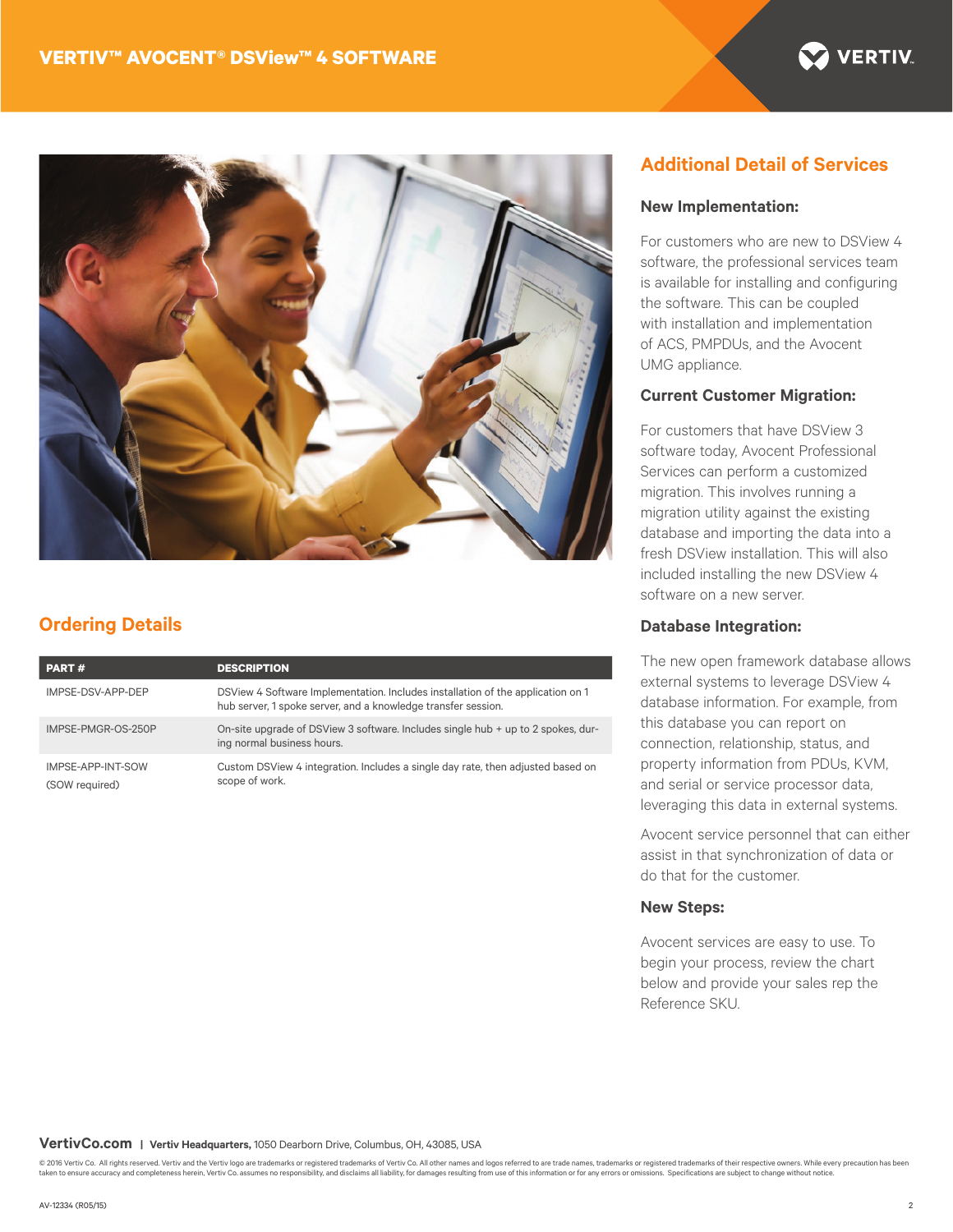# VERTIV™ AVOCENT® DSView™ 4 SOFTWARE

## Ordering Details

| PART # | DESCRIPTION |
|---|---|
| IMPSE-DSV-APP-DEP | DSView 4 Software Implementation. Includes installation of the application on 1 hub server, 1 spoke server, and a knowledge transfer session. |
| IMPSE-PMGR-OS-250P | On-site upgrade of DSView 3 software. Includes single hub + up to 2 spokes, during normal business hours. |
| IMPSE-APP-INT-SOW (SOW required) | Custom DSView 4 integration. Includes a single day rate, then adjusted based on scope of work. |

## Additional Detail of Services

### New Implementation:

For customers who are new to DSView 4 software, the professional services team is available for installing and configuring the software. This can be coupled with installation and implementation of ACS, PMPDUs, and the Avocent UMG appliance.

### Current Customer Migration:

For customers that have DSView 3 software today, Avocent Professional Services can perform a customized migration. This involves running a migration utility against the existing database and importing the data into a fresh DSView installation. This will also included installing the new DSView 4 software on a new server.

### Database Integration:

The new open framework database allows external systems to leverage DSView 4 database information. For example, from this database you can report on connection, relationship, status, and property information from PDUs, KVM, and serial or service processor data, leveraging this data in external systems.

Avocent service personnel that can either assist in that synchronization of data or do that for the customer.

### New Steps:

Avocent services are easy to use. To begin your process, review the chart below and provide your sales rep the Reference SKU.

**VertivCo.com** | **Vertiv Headquarters,** 1050 Dearborn Drive, Columbus, OH, 43085, USA

© 2016 Vertiv Co. All rights reserved. Vertiv and the Vertiv logo are trademarks or registered trademarks of Vertiv Co. All other names and logos referred to are trade names, trademarks or registered trademarks of their respective owners. While every precaution has been taken to ensure accuracy and completeness herein, Vertiv Co. assumes no responsibility, and disclaims all liability, for damages resulting from use of this information or for any errors or omissions. Specifications are subject to change without notice.

AV-12334 (R05/15)